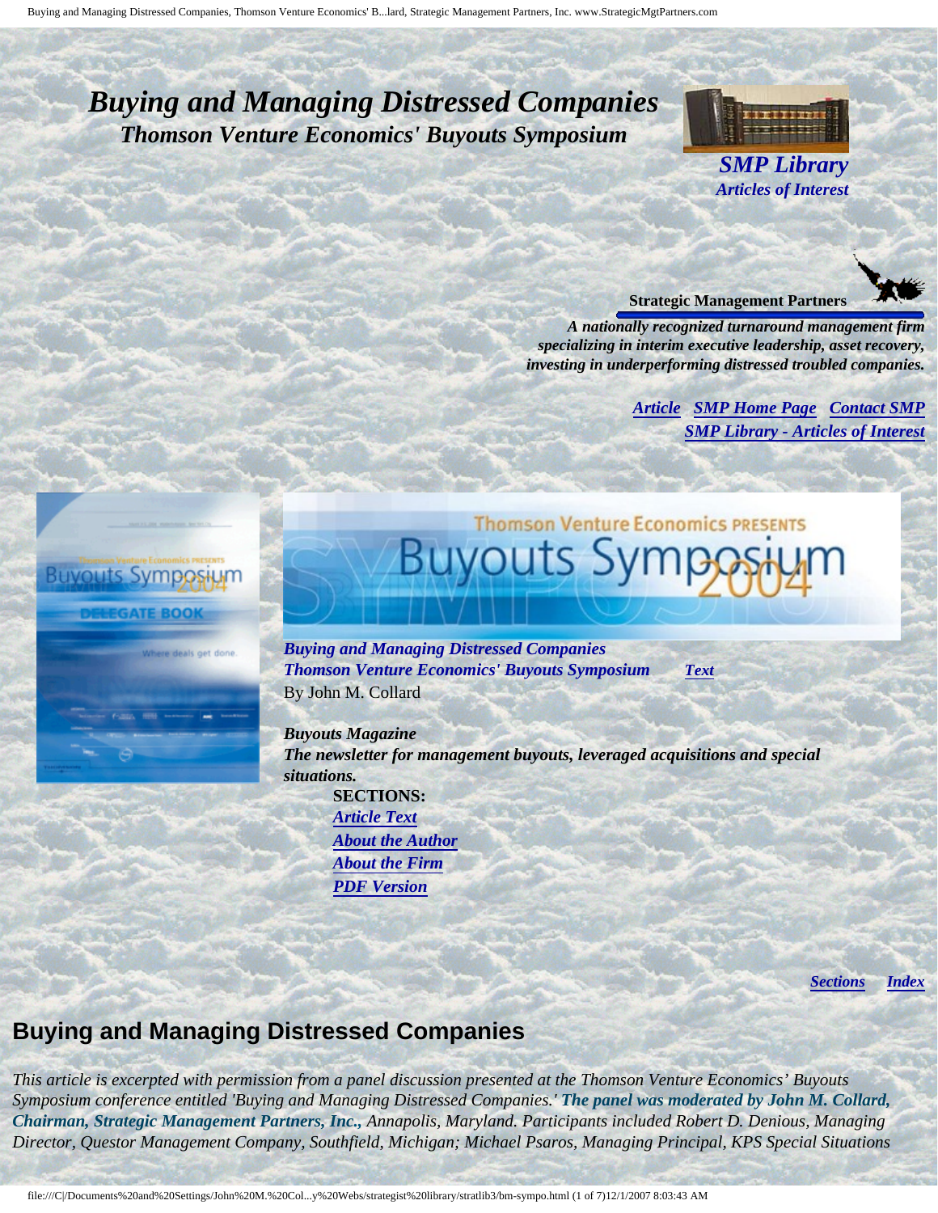# *Buying and Managing Distressed Companies*

## *Thomson Venture Economics' Buyouts Symposium*

*SMP Library*
*Articles of Interest*

**Strategic Management Partners**

***A nationally recognized turnaround management firm specializing in interim executive leadership, asset recovery, investing in underperforming distressed troubled companies.***

***Article*** ***SMP Home Page*** ***Contact SMP***
***SMP Library - Articles of Interest***

***Buying and Managing Distressed Companies***
***Thomson Venture Economics' Buyouts Symposium*** ***Text***
By John M. Collard

***Buyouts Magazine***
***The newsletter for management buyouts, leveraged acquisitions and special situations.***

**SECTIONS:**

- ***Article Text***
- ***About the Author***
- ***About the Firm***
- ***PDF Version***

***Sections*** ***Index***

## Buying and Managing Distressed Companies

*This article is excerpted with permission from a panel discussion presented at the Thomson Venture Economics' Buyouts Symposium conference entitled 'Buying and Managing Distressed Companies.'* ***The panel was moderated by John M. Collard, Chairman, Strategic Management Partners, Inc.,*** *Annapolis, Maryland. Participants included Robert D. Denious, Managing Director, Questor Management Company, Southfield, Michigan; Michael Psaros, Managing Principal, KPS Special Situations*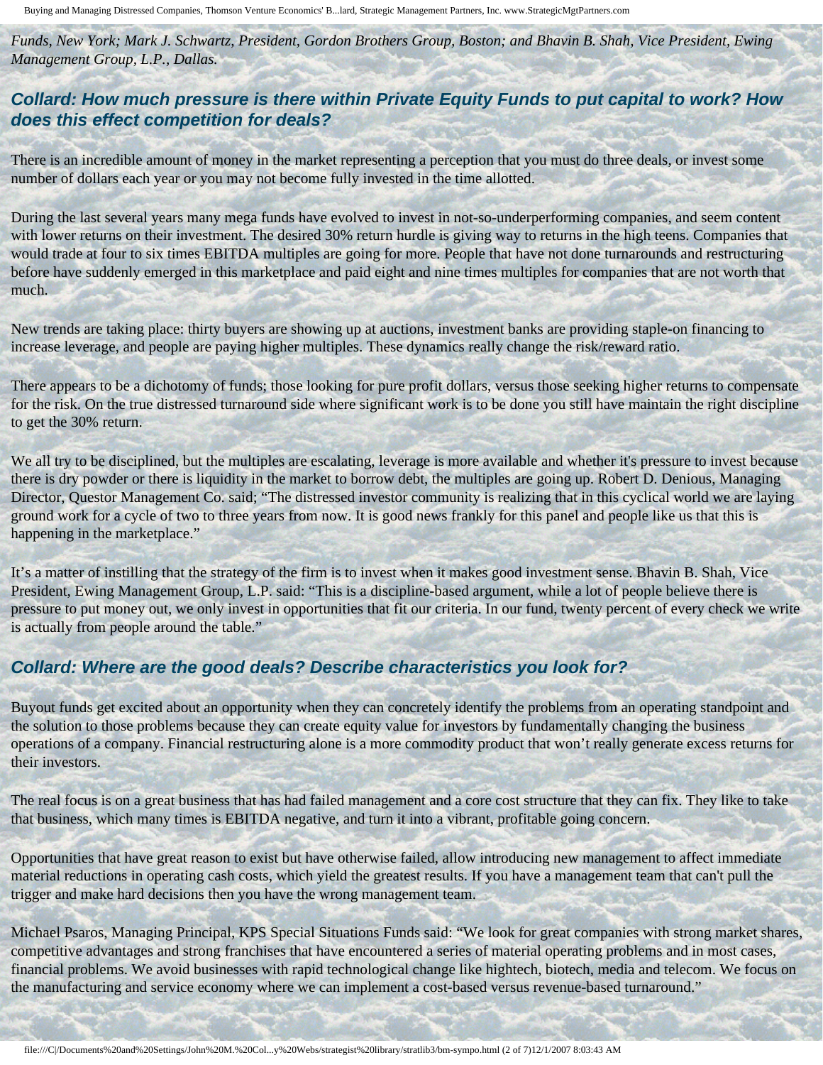*Funds, New York; Mark J. Schwartz, President, Gordon Brothers Group, Boston; and Bhavin B. Shah, Vice President, Ewing Management Group, L.P., Dallas.*

### *Collard: How much pressure is there within Private Equity Funds to put capital to work? How does this effect competition for deals?*

There is an incredible amount of money in the market representing a perception that you must do three deals, or invest some number of dollars each year or you may not become fully invested in the time allotted.

During the last several years many mega funds have evolved to invest in not-so-underperforming companies, and seem content with lower returns on their investment. The desired 30% return hurdle is giving way to returns in the high teens. Companies that would trade at four to six times EBITDA multiples are going for more. People that have not done turnarounds and restructuring before have suddenly emerged in this marketplace and paid eight and nine times multiples for companies that are not worth that much.

New trends are taking place: thirty buyers are showing up at auctions, investment banks are providing staple-on financing to increase leverage, and people are paying higher multiples. These dynamics really change the risk/reward ratio.

There appears to be a dichotomy of funds; those looking for pure profit dollars, versus those seeking higher returns to compensate for the risk. On the true distressed turnaround side where significant work is to be done you still have maintain the right discipline to get the 30% return.

We all try to be disciplined, but the multiples are escalating, leverage is more available and whether it's pressure to invest because there is dry powder or there is liquidity in the market to borrow debt, the multiples are going up. Robert D. Denious, Managing Director, Questor Management Co. said; "The distressed investor community is realizing that in this cyclical world we are laying ground work for a cycle of two to three years from now. It is good news frankly for this panel and people like us that this is happening in the marketplace."

It's a matter of instilling that the strategy of the firm is to invest when it makes good investment sense. Bhavin B. Shah, Vice President, Ewing Management Group, L.P. said: "This is a discipline-based argument, while a lot of people believe there is pressure to put money out, we only invest in opportunities that fit our criteria. In our fund, twenty percent of every check we write is actually from people around the table."

### *Collard: Where are the good deals? Describe characteristics you look for?*

Buyout funds get excited about an opportunity when they can concretely identify the problems from an operating standpoint and the solution to those problems because they can create equity value for investors by fundamentally changing the business operations of a company. Financial restructuring alone is a more commodity product that won't really generate excess returns for their investors.

The real focus is on a great business that has had failed management and a core cost structure that they can fix. They like to take that business, which many times is EBITDA negative, and turn it into a vibrant, profitable going concern.

Opportunities that have great reason to exist but have otherwise failed, allow introducing new management to affect immediate material reductions in operating cash costs, which yield the greatest results. If you have a management team that can't pull the trigger and make hard decisions then you have the wrong management team.

Michael Psaros, Managing Principal, KPS Special Situations Funds said: "We look for great companies with strong market shares, competitive advantages and strong franchises that have encountered a series of material operating problems and in most cases, financial problems. We avoid businesses with rapid technological change like hightech, biotech, media and telecom. We focus on the manufacturing and service economy where we can implement a cost-based versus revenue-based turnaround."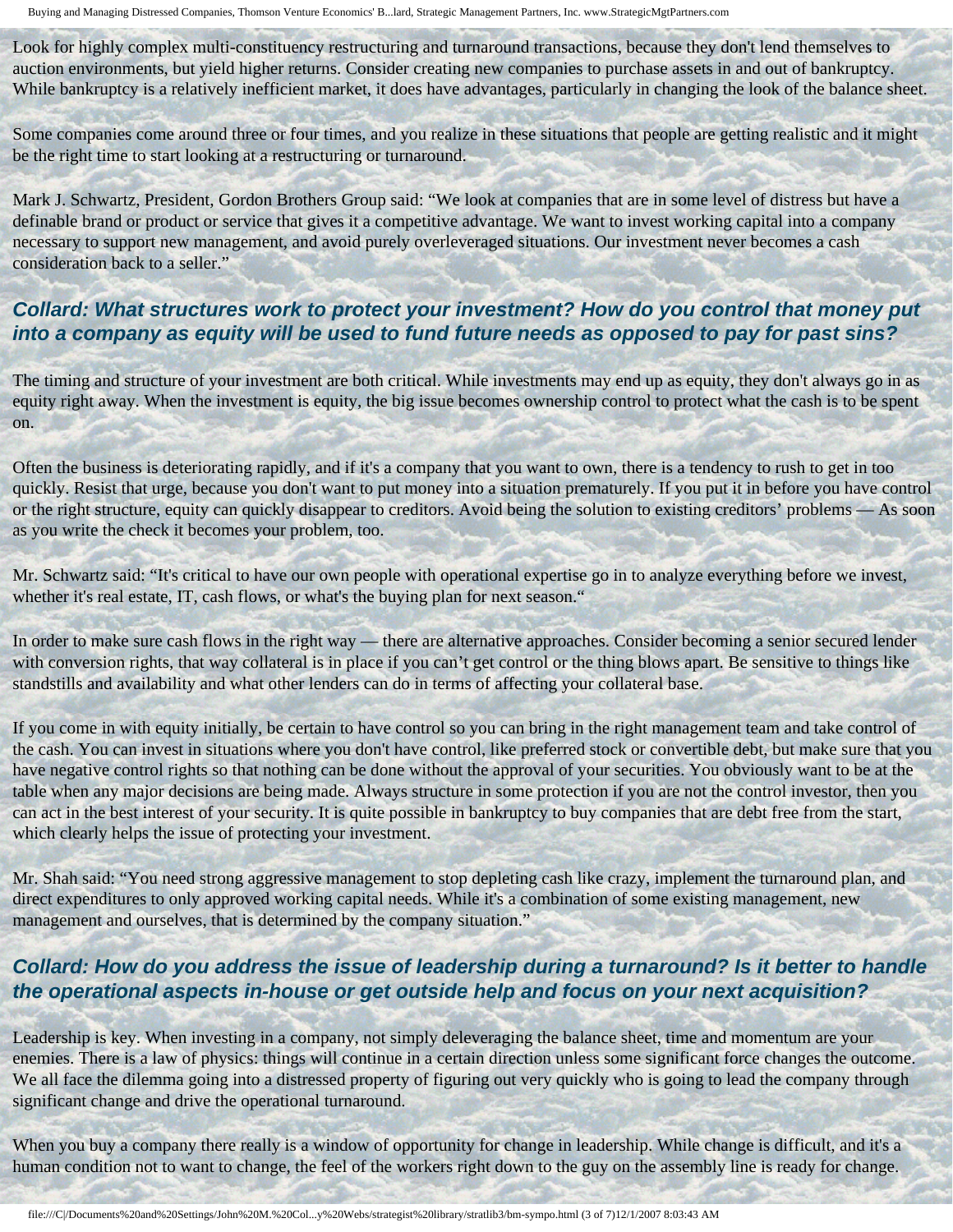Look for highly complex multi-constituency restructuring and turnaround transactions, because they don't lend themselves to auction environments, but yield higher returns. Consider creating new companies to purchase assets in and out of bankruptcy. While bankruptcy is a relatively inefficient market, it does have advantages, particularly in changing the look of the balance sheet.

Some companies come around three or four times, and you realize in these situations that people are getting realistic and it might be the right time to start looking at a restructuring or turnaround.

Mark J. Schwartz, President, Gordon Brothers Group said: "We look at companies that are in some level of distress but have a definable brand or product or service that gives it a competitive advantage. We want to invest working capital into a company necessary to support new management, and avoid purely overleveraged situations. Our investment never becomes a cash consideration back to a seller."

### *Collard: What structures work to protect your investment? How do you control that money put into a company as equity will be used to fund future needs as opposed to pay for past sins?*

The timing and structure of your investment are both critical. While investments may end up as equity, they don't always go in as equity right away. When the investment is equity, the big issue becomes ownership control to protect what the cash is to be spent on.

Often the business is deteriorating rapidly, and if it's a company that you want to own, there is a tendency to rush to get in too quickly. Resist that urge, because you don't want to put money into a situation prematurely. If you put it in before you have control or the right structure, equity can quickly disappear to creditors. Avoid being the solution to existing creditors' problems — As soon as you write the check it becomes your problem, too.

Mr. Schwartz said: "It's critical to have our own people with operational expertise go in to analyze everything before we invest, whether it's real estate, IT, cash flows, or what's the buying plan for next season."

In order to make sure cash flows in the right way — there are alternative approaches. Consider becoming a senior secured lender with conversion rights, that way collateral is in place if you can't get control or the thing blows apart. Be sensitive to things like standstills and availability and what other lenders can do in terms of affecting your collateral base.

If you come in with equity initially, be certain to have control so you can bring in the right management team and take control of the cash. You can invest in situations where you don't have control, like preferred stock or convertible debt, but make sure that you have negative control rights so that nothing can be done without the approval of your securities. You obviously want to be at the table when any major decisions are being made. Always structure in some protection if you are not the control investor, then you can act in the best interest of your security. It is quite possible in bankruptcy to buy companies that are debt free from the start, which clearly helps the issue of protecting your investment.

Mr. Shah said: "You need strong aggressive management to stop depleting cash like crazy, implement the turnaround plan, and direct expenditures to only approved working capital needs. While it's a combination of some existing management, new management and ourselves, that is determined by the company situation."

### *Collard: How do you address the issue of leadership during a turnaround? Is it better to handle the operational aspects in-house or get outside help and focus on your next acquisition?*

Leadership is key. When investing in a company, not simply deleveraging the balance sheet, time and momentum are your enemies. There is a law of physics: things will continue in a certain direction unless some significant force changes the outcome. We all face the dilemma going into a distressed property of figuring out very quickly who is going to lead the company through significant change and drive the operational turnaround.

When you buy a company there really is a window of opportunity for change in leadership. While change is difficult, and it's a human condition not to want to change, the feel of the workers right down to the guy on the assembly line is ready for change.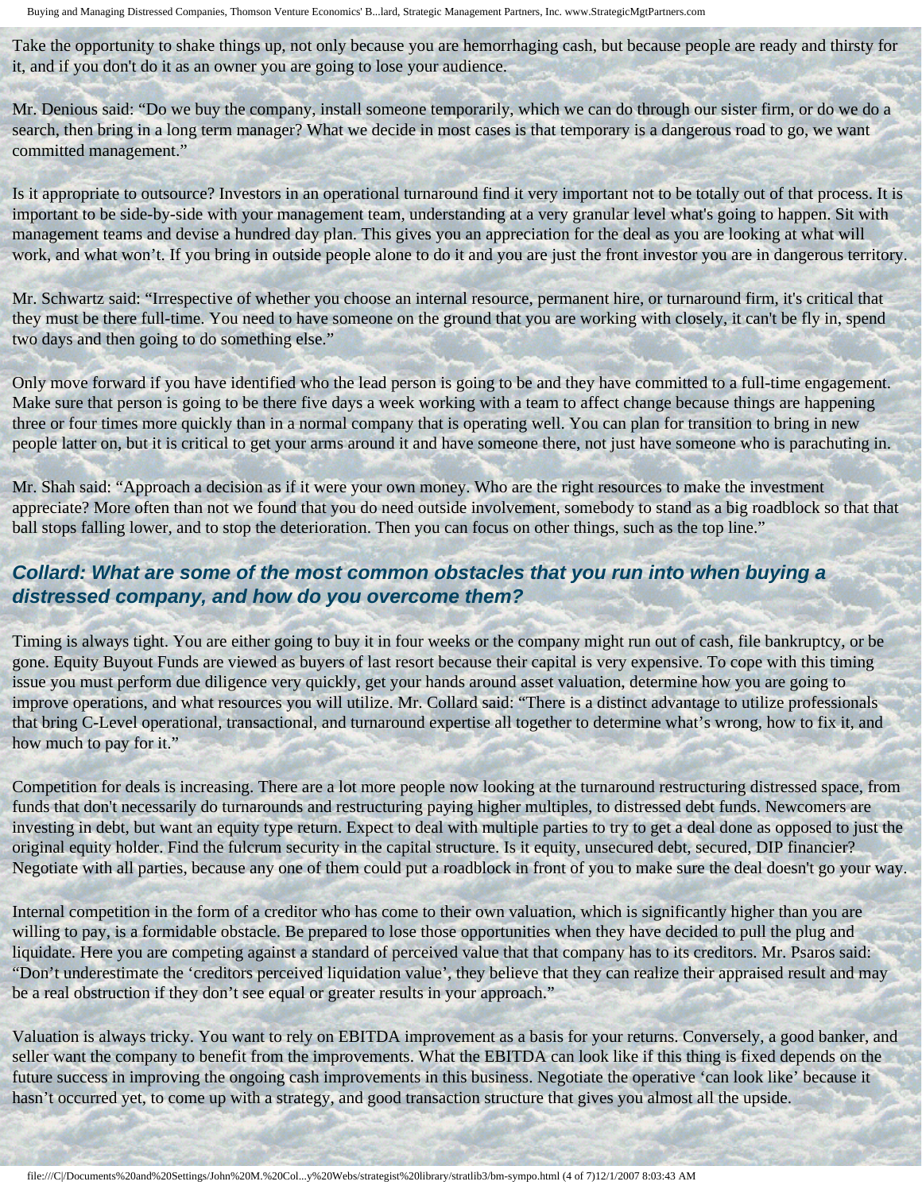Take the opportunity to shake things up, not only because you are hemorrhaging cash, but because people are ready and thirsty for it, and if you don't do it as an owner you are going to lose your audience.

Mr. Denious said: "Do we buy the company, install someone temporarily, which we can do through our sister firm, or do we do a search, then bring in a long term manager? What we decide in most cases is that temporary is a dangerous road to go, we want committed management."

Is it appropriate to outsource? Investors in an operational turnaround find it very important not to be totally out of that process. It is important to be side-by-side with your management team, understanding at a very granular level what's going to happen. Sit with management teams and devise a hundred day plan. This gives you an appreciation for the deal as you are looking at what will work, and what won't. If you bring in outside people alone to do it and you are just the front investor you are in dangerous territory.

Mr. Schwartz said: "Irrespective of whether you choose an internal resource, permanent hire, or turnaround firm, it's critical that they must be there full-time. You need to have someone on the ground that you are working with closely, it can't be fly in, spend two days and then going to do something else."

Only move forward if you have identified who the lead person is going to be and they have committed to a full-time engagement. Make sure that person is going to be there five days a week working with a team to affect change because things are happening three or four times more quickly than in a normal company that is operating well. You can plan for transition to bring in new people latter on, but it is critical to get your arms around it and have someone there, not just have someone who is parachuting in.

Mr. Shah said: "Approach a decision as if it were your own money. Who are the right resources to make the investment appreciate? More often than not we found that you do need outside involvement, somebody to stand as a big roadblock so that that ball stops falling lower, and to stop the deterioration. Then you can focus on other things, such as the top line."

### *Collard: What are some of the most common obstacles that you run into when buying a distressed company, and how do you overcome them?*

Timing is always tight. You are either going to buy it in four weeks or the company might run out of cash, file bankruptcy, or be gone. Equity Buyout Funds are viewed as buyers of last resort because their capital is very expensive. To cope with this timing issue you must perform due diligence very quickly, get your hands around asset valuation, determine how you are going to improve operations, and what resources you will utilize. Mr. Collard said: "There is a distinct advantage to utilize professionals that bring C-Level operational, transactional, and turnaround expertise all together to determine what's wrong, how to fix it, and how much to pay for it."

Competition for deals is increasing. There are a lot more people now looking at the turnaround restructuring distressed space, from funds that don't necessarily do turnarounds and restructuring paying higher multiples, to distressed debt funds. Newcomers are investing in debt, but want an equity type return. Expect to deal with multiple parties to try to get a deal done as opposed to just the original equity holder. Find the fulcrum security in the capital structure. Is it equity, unsecured debt, secured, DIP financier? Negotiate with all parties, because any one of them could put a roadblock in front of you to make sure the deal doesn't go your way.

Internal competition in the form of a creditor who has come to their own valuation, which is significantly higher than you are willing to pay, is a formidable obstacle. Be prepared to lose those opportunities when they have decided to pull the plug and liquidate. Here you are competing against a standard of perceived value that that company has to its creditors. Mr. Psaros said: "Don't underestimate the 'creditors perceived liquidation value', they believe that they can realize their appraised result and may be a real obstruction if they don't see equal or greater results in your approach."

Valuation is always tricky. You want to rely on EBITDA improvement as a basis for your returns. Conversely, a good banker, and seller want the company to benefit from the improvements. What the EBITDA can look like if this thing is fixed depends on the future success in improving the ongoing cash improvements in this business. Negotiate the operative 'can look like' because it hasn't occurred yet, to come up with a strategy, and good transaction structure that gives you almost all the upside.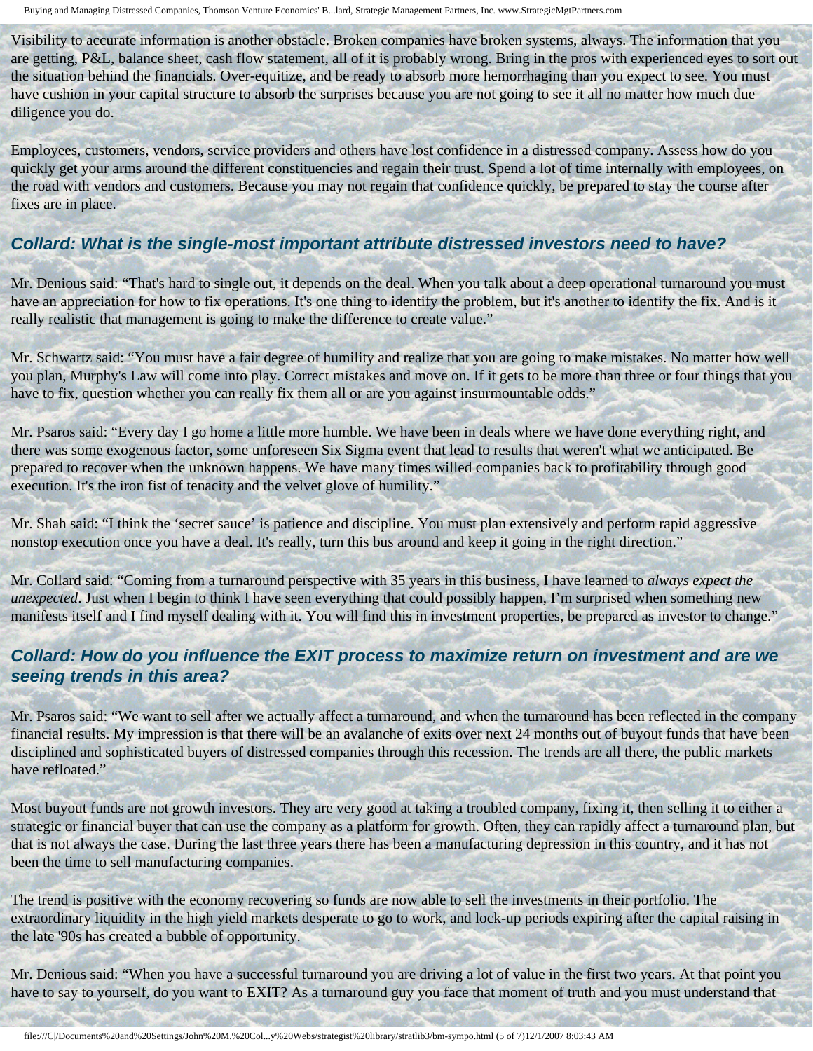Visibility to accurate information is another obstacle. Broken companies have broken systems, always. The information that you are getting, P&L, balance sheet, cash flow statement, all of it is probably wrong. Bring in the pros with experienced eyes to sort out the situation behind the financials. Over-equitize, and be ready to absorb more hemorrhaging than you expect to see. You must have cushion in your capital structure to absorb the surprises because you are not going to see it all no matter how much due diligence you do.

Employees, customers, vendors, service providers and others have lost confidence in a distressed company. Assess how do you quickly get your arms around the different constituencies and regain their trust. Spend a lot of time internally with employees, on the road with vendors and customers. Because you may not regain that confidence quickly, be prepared to stay the course after fixes are in place.

### *Collard: What is the single-most important attribute distressed investors need to have?*

Mr. Denious said: "That's hard to single out, it depends on the deal. When you talk about a deep operational turnaround you must have an appreciation for how to fix operations. It's one thing to identify the problem, but it's another to identify the fix. And is it really realistic that management is going to make the difference to create value."

Mr. Schwartz said: "You must have a fair degree of humility and realize that you are going to make mistakes. No matter how well you plan, Murphy's Law will come into play. Correct mistakes and move on. If it gets to be more than three or four things that you have to fix, question whether you can really fix them all or are you against insurmountable odds."

Mr. Psaros said: "Every day I go home a little more humble. We have been in deals where we have done everything right, and there was some exogenous factor, some unforeseen Six Sigma event that lead to results that weren't what we anticipated. Be prepared to recover when the unknown happens. We have many times willed companies back to profitability through good execution. It's the iron fist of tenacity and the velvet glove of humility."

Mr. Shah said: "I think the 'secret sauce' is patience and discipline. You must plan extensively and perform rapid aggressive nonstop execution once you have a deal. It's really, turn this bus around and keep it going in the right direction."

Mr. Collard said: "Coming from a turnaround perspective with 35 years in this business, I have learned to *always expect the unexpected*. Just when I begin to think I have seen everything that could possibly happen, I'm surprised when something new manifests itself and I find myself dealing with it. You will find this in investment properties, be prepared as investor to change."

### *Collard: How do you influence the EXIT process to maximize return on investment and are we seeing trends in this area?*

Mr. Psaros said: "We want to sell after we actually affect a turnaround, and when the turnaround has been reflected in the company financial results. My impression is that there will be an avalanche of exits over next 24 months out of buyout funds that have been disciplined and sophisticated buyers of distressed companies through this recession. The trends are all there, the public markets have refloated."

Most buyout funds are not growth investors. They are very good at taking a troubled company, fixing it, then selling it to either a strategic or financial buyer that can use the company as a platform for growth. Often, they can rapidly affect a turnaround plan, but that is not always the case. During the last three years there has been a manufacturing depression in this country, and it has not been the time to sell manufacturing companies.

The trend is positive with the economy recovering so funds are now able to sell the investments in their portfolio. The extraordinary liquidity in the high yield markets desperate to go to work, and lock-up periods expiring after the capital raising in the late '90s has created a bubble of opportunity.

Mr. Denious said: "When you have a successful turnaround you are driving a lot of value in the first two years. At that point you have to say to yourself, do you want to EXIT? As a turnaround guy you face that moment of truth and you must understand that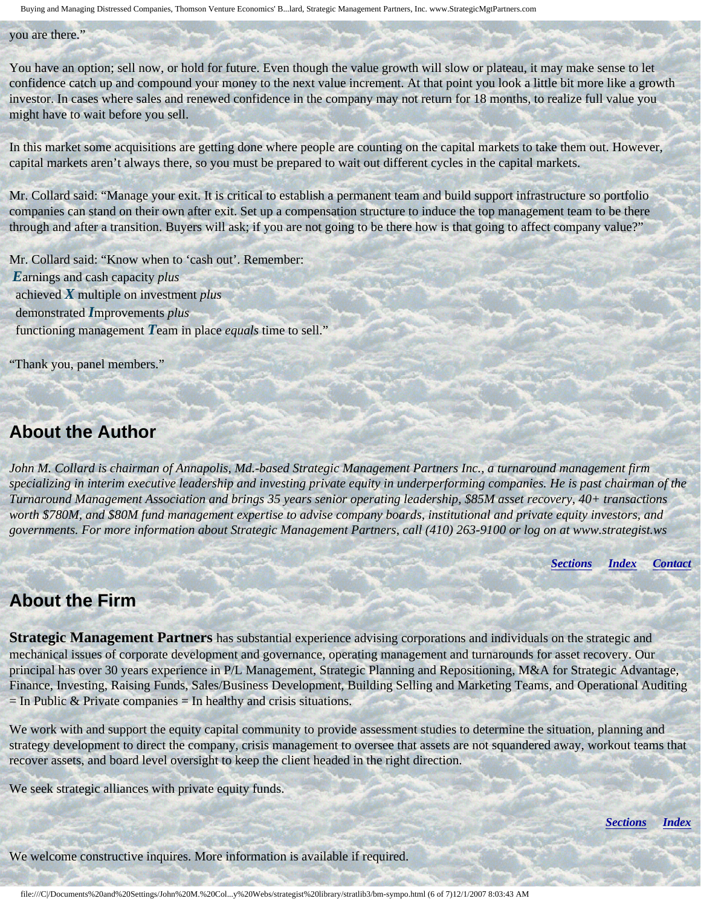you are there."

You have an option; sell now, or hold for future. Even though the value growth will slow or plateau, it may make sense to let confidence catch up and compound your money to the next value increment. At that point you look a little bit more like a growth investor. In cases where sales and renewed confidence in the company may not return for 18 months, to realize full value you might have to wait before you sell.

In this market some acquisitions are getting done where people are counting on the capital markets to take them out. However, capital markets aren't always there, so you must be prepared to wait out different cycles in the capital markets.

Mr. Collard said: "Manage your exit. It is critical to establish a permanent team and build support infrastructure so portfolio companies can stand on their own after exit. Set up a compensation structure to induce the top management team to be there through and after a transition. Buyers will ask; if you are not going to be there how is that going to affect company value?"

Mr. Collard said: "Know when to 'cash out'. Remember:
***E***arnings and cash capacity *plus*
achieved ***X*** multiple on investment *plus*
demonstrated ***I***mprovements *plus*
functioning management ***T***eam in place *equals* time to sell."

"Thank you, panel members."

## About the Author

*John M. Collard is chairman of Annapolis, Md.-based Strategic Management Partners Inc., a turnaround management firm specializing in interim executive leadership and investing private equity in underperforming companies. He is past chairman of the Turnaround Management Association and brings 35 years senior operating leadership, $85M asset recovery, 40+ transactions worth $780M, and $80M fund management expertise to advise company boards, institutional and private equity investors, and governments. For more information about Strategic Management Partners, call (410) 263-9100 or log on at www.strategist.ws*

***Sections*** ***Index*** ***Contact***

## About the Firm

**Strategic Management Partners** has substantial experience advising corporations and individuals on the strategic and mechanical issues of corporate development and governance, operating management and turnarounds for asset recovery. Our principal has over 30 years experience in P/L Management, Strategic Planning and Repositioning, M&A for Strategic Advantage, Finance, Investing, Raising Funds, Sales/Business Development, Building Selling and Marketing Teams, and Operational Auditing = In Public & Private companies = In healthy and crisis situations.

We work with and support the equity capital community to provide assessment studies to determine the situation, planning and strategy development to direct the company, crisis management to oversee that assets are not squandered away, workout teams that recover assets, and board level oversight to keep the client headed in the right direction.

We seek strategic alliances with private equity funds.

***Sections*** ***Index***

We welcome constructive inquires. More information is available if required.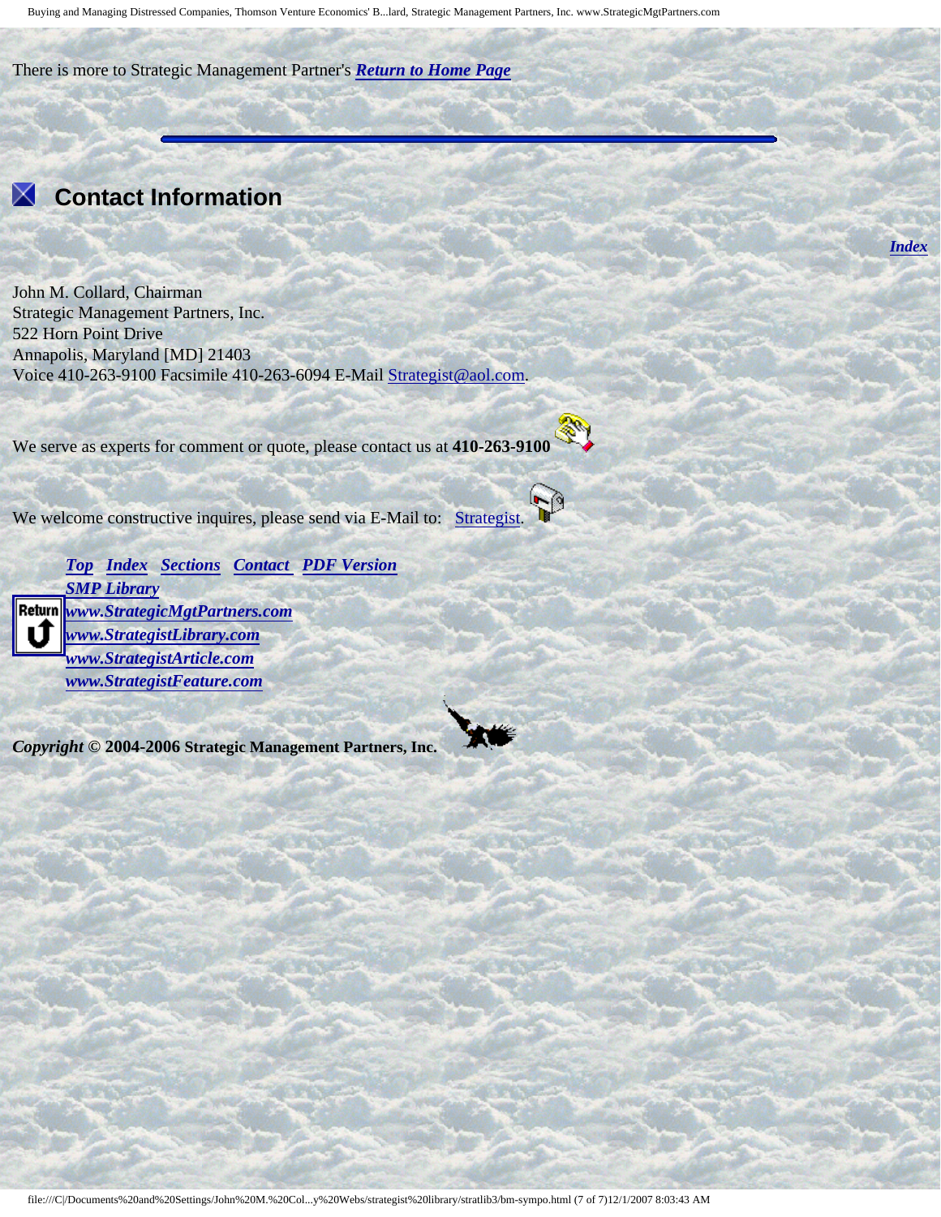There is more to Strategic Management Partner's ***Return to Home Page***

## Contact Information

***Index***

John M. Collard, Chairman
Strategic Management Partners, Inc.
522 Horn Point Drive
Annapolis, Maryland [MD] 21403
Voice 410-263-9100 Facsimile 410-263-6094 E-Mail Strategist@aol.com.

We serve as experts for comment or quote, please contact us at **410-263-9100**

We welcome constructive inquires, please send via E-Mail to: Strategist.

***Top*** ***Index*** ***Sections*** ***Contact*** ***PDF Version***
***SMP Library***
***www.StrategicMgtPartners.com***
***www.StrategistLibrary.com***
***www.StrategistArticle.com***
***www.StrategistFeature.com***

***Copyright*** **© 2004-2006 Strategic Management Partners, Inc.**